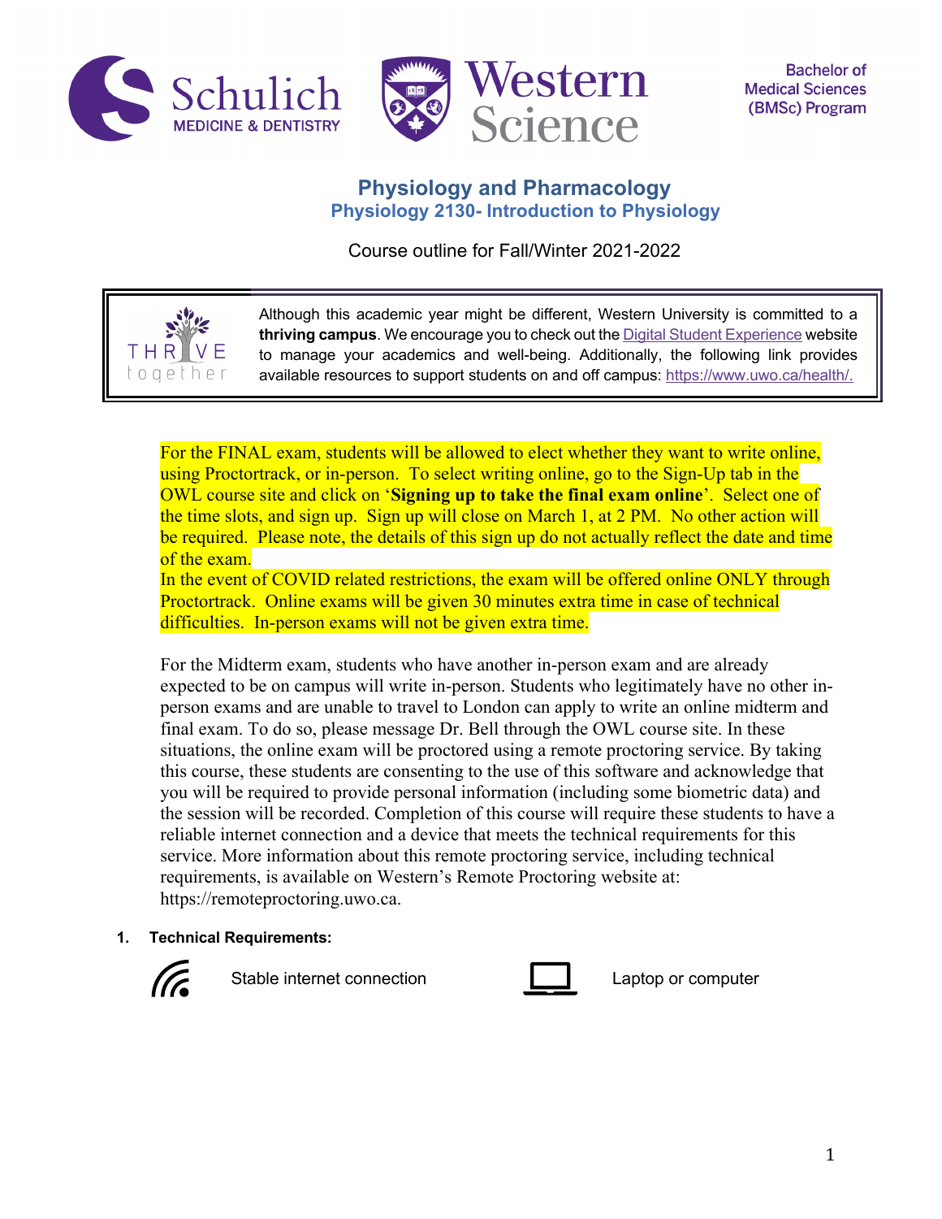Bachelor of Medical Sciences (BMSc) Program

# Physiology and Pharmacology

## Physiology 2130- Introduction to Physiology

Course outline for Fall/Winter 2021-2022

Although this academic year might be different, Western University is committed to a **thriving campus**. We encourage you to check out the [Digital Student Experience](https://www.uwo.ca/health/) website to manage your academics and well-being. Additionally, the following link provides available resources to support students on and off campus: [https://www.uwo.ca/health/.](https://www.uwo.ca/health/)

For the FINAL exam, students will be allowed to elect whether they want to write online, using Proctortrack, or in-person. To select writing online, go to the Sign-Up tab in the OWL course site and click on '**Signing up to take the final exam online**'. Select one of the time slots, and sign up. Sign up will close on March 1, at 2 PM. No other action will be required. Please note, the details of this sign up do not actually reflect the date and time of the exam.
In the event of COVID related restrictions, the exam will be offered online ONLY through Proctortrack. Online exams will be given 30 minutes extra time in case of technical difficulties. In-person exams will not be given extra time.

For the Midterm exam, students who have another in-person exam and are already expected to be on campus will write in-person. Students who legitimately have no other in-person exams and are unable to travel to London can apply to write an online midterm and final exam. To do so, please message Dr. Bell through the OWL course site. In these situations, the online exam will be proctored using a remote proctoring service. By taking this course, these students are consenting to the use of this software and acknowledge that you will be required to provide personal information (including some biometric data) and the session will be recorded. Completion of this course will require these students to have a reliable internet connection and a device that meets the technical requirements for this service. More information about this remote proctoring service, including technical requirements, is available on Western's Remote Proctoring website at: https://remoteproctoring.uwo.ca.

### 1. Technical Requirements:

- Stable internet connection
- Laptop or computer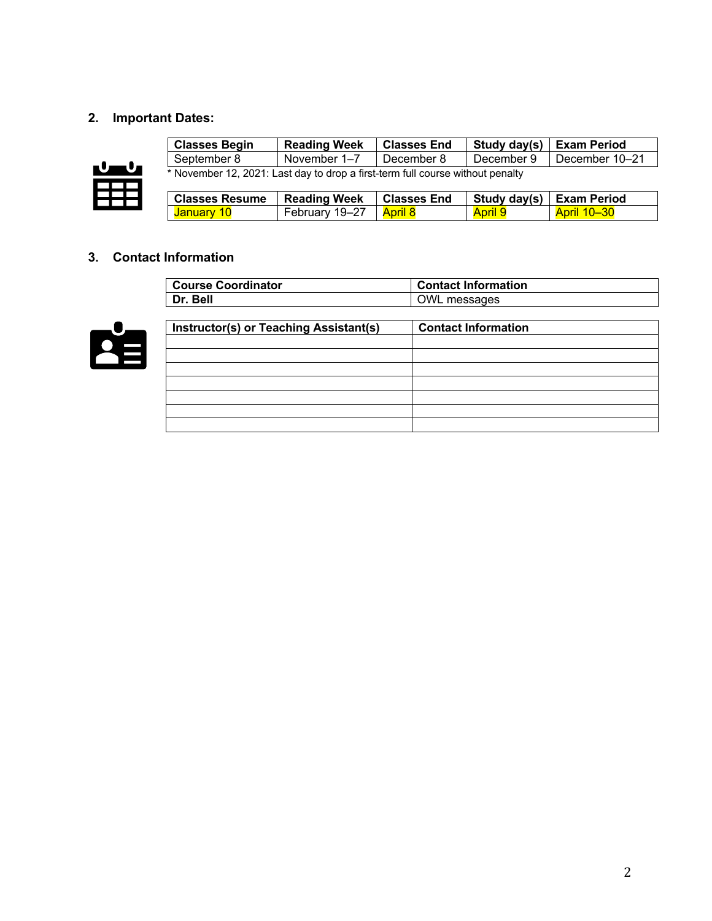## 2. Important Dates:

| Classes Begin | Reading Week | Classes End | Study day(s) | Exam Period |
|---|---|---|---|---|
| September 8 | November 1–7 | December 8 | December 9 | December 10–21 |

* November 12, 2021: Last day to drop a first-term full course without penalty

| Classes Resume | Reading Week | Classes End | Study day(s) | Exam Period |
|---|---|---|---|---|
| January 10 | February 19–27 | April 8 | April 9 | April 10–30 |

## 3. Contact Information

| Course Coordinator | Contact Information |
|---|---|
| **Dr. Bell** | OWL messages |

| Instructor(s) or Teaching Assistant(s) | Contact Information |
|---|---|
| | |
| | |
| | |
| | |
| | |
| | |
| | |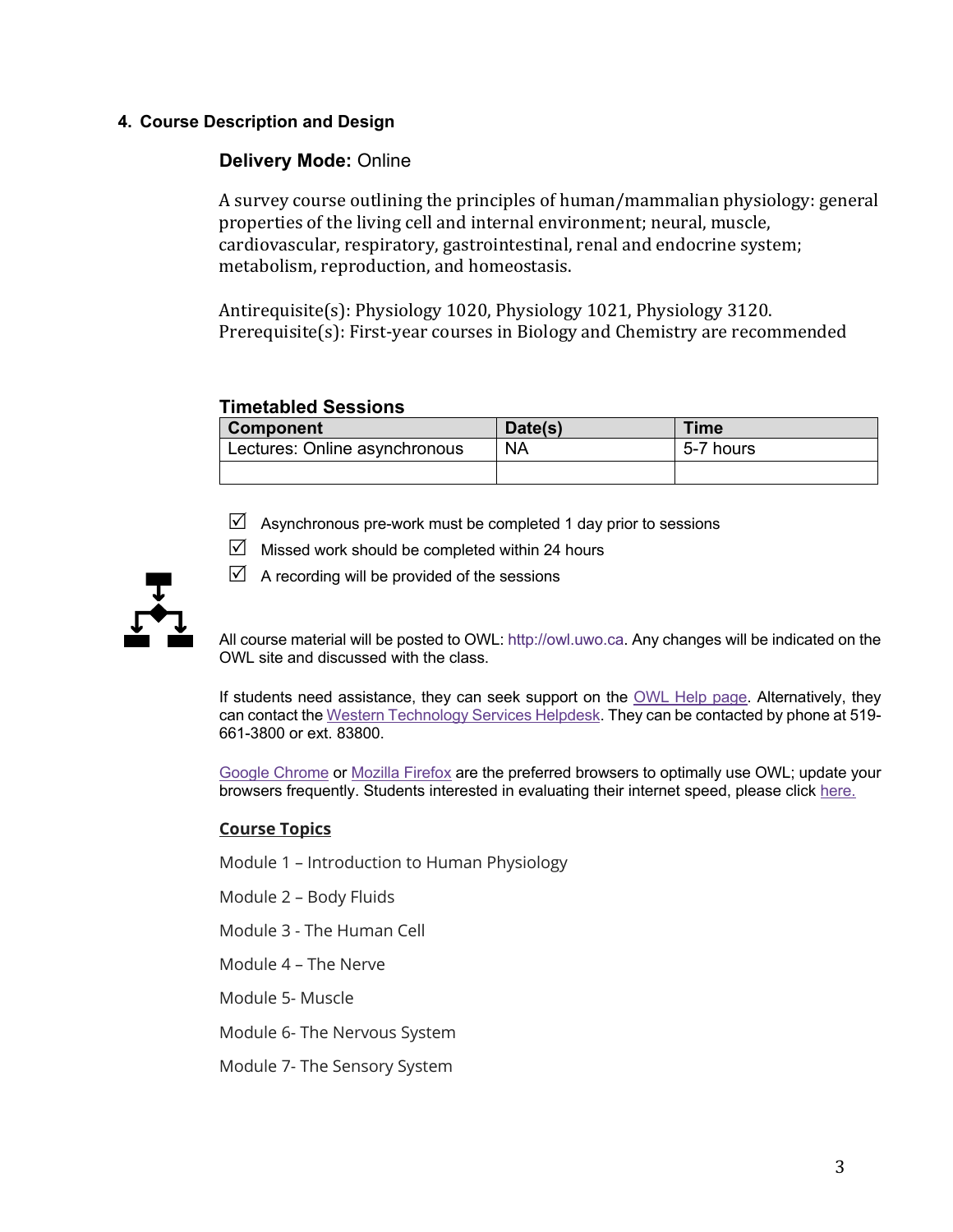## 4. Course Description and Design

**Delivery Mode:** Online

A survey course outlining the principles of human/mammalian physiology: general properties of the living cell and internal environment; neural, muscle, cardiovascular, respiratory, gastrointestinal, renal and endocrine system; metabolism, reproduction, and homeostasis.

Antirequisite(s): Physiology 1020, Physiology 1021, Physiology 3120.
Prerequisite(s): First-year courses in Biology and Chemistry are recommended

### Timetabled Sessions

| Component | Date(s) | Time |
|---|---|---|
| Lectures: Online asynchronous | NA | 5-7 hours |
| | | |

- ☑ Asynchronous pre-work must be completed 1 day prior to sessions
- ☑ Missed work should be completed within 24 hours
- ☑ A recording will be provided of the sessions

All course material will be posted to OWL: http://owl.uwo.ca. Any changes will be indicated on the OWL site and discussed with the class.

If students need assistance, they can seek support on the OWL Help page. Alternatively, they can contact the Western Technology Services Helpdesk. They can be contacted by phone at 519-661-3800 or ext. 83800.

Google Chrome or Mozilla Firefox are the preferred browsers to optimally use OWL; update your browsers frequently. Students interested in evaluating their internet speed, please click here.

**Course Topics**

Module 1 – Introduction to Human Physiology

Module 2 – Body Fluids

Module 3 - The Human Cell

Module 4 – The Nerve

Module 5- Muscle

Module 6- The Nervous System

Module 7- The Sensory System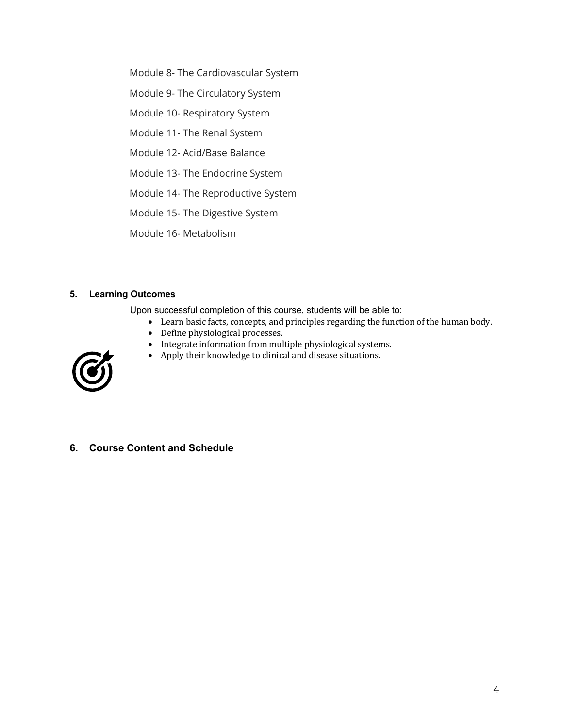Module 8- The Cardiovascular System

Module 9- The Circulatory System

Module 10- Respiratory System

Module 11- The Renal System

Module 12- Acid/Base Balance

Module 13- The Endocrine System

Module 14- The Reproductive System

Module 15- The Digestive System

Module 16- Metabolism

## 5. Learning Outcomes

Upon successful completion of this course, students will be able to:

- Learn basic facts, concepts, and principles regarding the function of the human body.
- Define physiological processes.
- Integrate information from multiple physiological systems.
- Apply their knowledge to clinical and disease situations.

## 6. Course Content and Schedule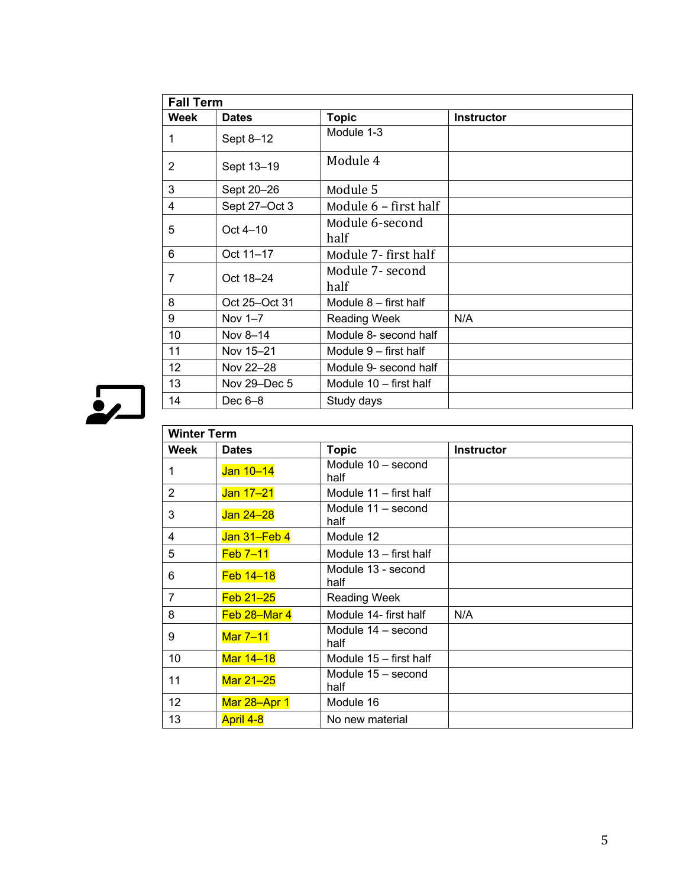| Fall Term | | | |
|---|---|---|---|
| **Week** | **Dates** | **Topic** | **Instructor** |
| 1 | Sept 8–12 | Module 1-3 | |
| 2 | Sept 13–19 | Module 4 | |
| 3 | Sept 20–26 | Module 5 | |
| 4 | Sept 27–Oct 3 | Module 6 – first half | |
| 5 | Oct 4–10 | Module 6-second half | |
| 6 | Oct 11–17 | Module 7- first half | |
| 7 | Oct 18–24 | Module 7- second half | |
| 8 | Oct 25–Oct 31 | Module 8 – first half | |
| 9 | Nov 1–7 | Reading Week | N/A |
| 10 | Nov 8–14 | Module 8- second half | |
| 11 | Nov 15–21 | Module 9 – first half | |
| 12 | Nov 22–28 | Module 9- second half | |
| 13 | Nov 29–Dec 5 | Module 10 – first half | |
| 14 | Dec 6–8 | Study days | |

| Winter Term | | | |
|---|---|---|---|
| **Week** | **Dates** | **Topic** | **Instructor** |
| 1 | Jan 10–14 | Module 10 – second half | |
| 2 | Jan 17–21 | Module 11 – first half | |
| 3 | Jan 24–28 | Module 11 – second half | |
| 4 | Jan 31–Feb 4 | Module 12 | |
| 5 | Feb 7–11 | Module 13 – first half | |
| 6 | Feb 14–18 | Module 13 - second half | |
| 7 | Feb 21–25 | Reading Week | |
| 8 | Feb 28–Mar 4 | Module 14- first half | N/A |
| 9 | Mar 7–11 | Module 14 – second half | |
| 10 | Mar 14–18 | Module 15 – first half | |
| 11 | Mar 21–25 | Module 15 – second half | |
| 12 | Mar 28–Apr 1 | Module 16 | |
| 13 | April 4-8 | No new material | |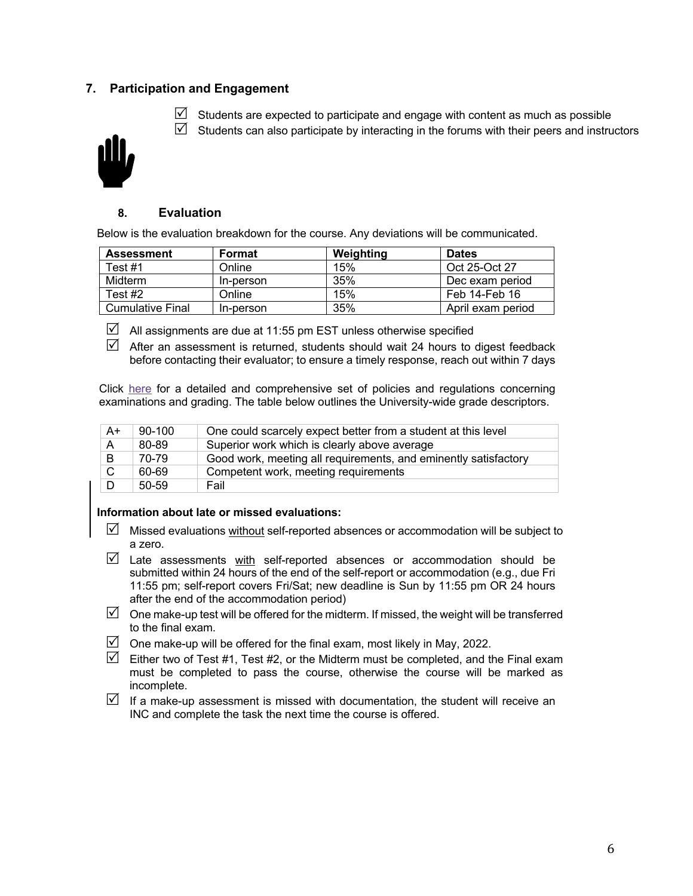## 7. Participation and Engagement

- ☑ Students are expected to participate and engage with content as much as possible
- ☑ Students can also participate by interacting in the forums with their peers and instructors

## 8. Evaluation

Below is the evaluation breakdown for the course. Any deviations will be communicated.

| Assessment | Format | Weighting | Dates |
|---|---|---|---|
| Test #1 | Online | 15% | Oct 25-Oct 27 |
| Midterm | In-person | 35% | Dec exam period |
| Test #2 | Online | 15% | Feb 14-Feb 16 |
| Cumulative Final | In-person | 35% | April exam period |

- ☑ All assignments are due at 11:55 pm EST unless otherwise specified
- ☑ After an assessment is returned, students should wait 24 hours to digest feedback before contacting their evaluator; to ensure a timely response, reach out within 7 days

Click here for a detailed and comprehensive set of policies and regulations concerning examinations and grading. The table below outlines the University-wide grade descriptors.

| | | |
|---|---|---|
| A+ | 90-100 | One could scarcely expect better from a student at this level |
| A | 80-89 | Superior work which is clearly above average |
| B | 70-79 | Good work, meeting all requirements, and eminently satisfactory |
| C | 60-69 | Competent work, meeting requirements |
| D | 50-59 | Fail |

**Information about late or missed evaluations:**

- ☑ Missed evaluations without self-reported absences or accommodation will be subject to a zero.
- ☑ Late assessments with self-reported absences or accommodation should be submitted within 24 hours of the end of the self-report or accommodation (e.g., due Fri 11:55 pm; self-report covers Fri/Sat; new deadline is Sun by 11:55 pm OR 24 hours after the end of the accommodation period)
- ☑ One make-up test will be offered for the midterm. If missed, the weight will be transferred to the final exam.
- ☑ One make-up will be offered for the final exam, most likely in May, 2022.
- ☑ Either two of Test #1, Test #2, or the Midterm must be completed, and the Final exam must be completed to pass the course, otherwise the course will be marked as incomplete.
- ☑ If a make-up assessment is missed with documentation, the student will receive an INC and complete the task the next time the course is offered.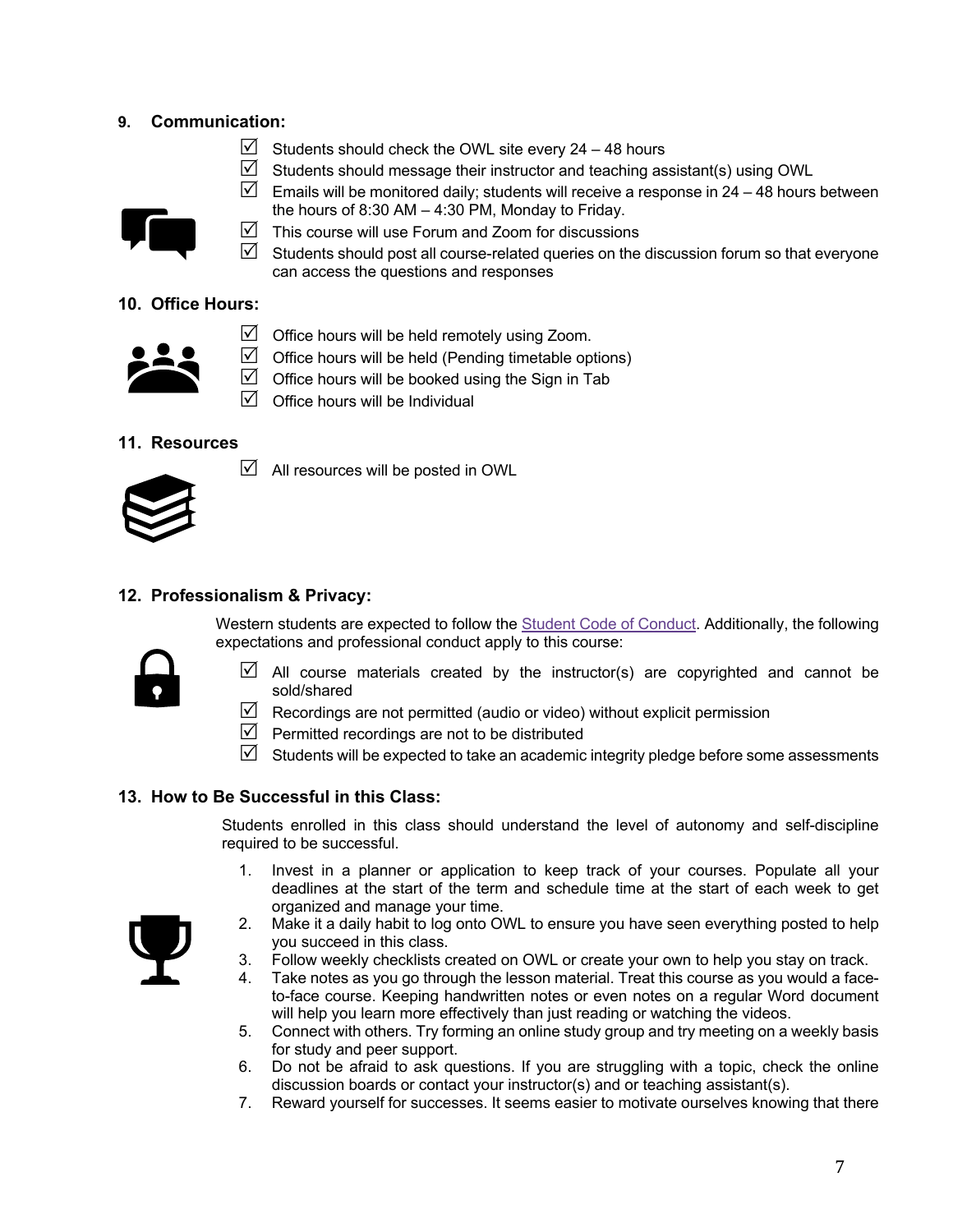## 9. Communication:

- ☑ Students should check the OWL site every 24 – 48 hours
- ☑ Students should message their instructor and teaching assistant(s) using OWL
- ☑ Emails will be monitored daily; students will receive a response in 24 – 48 hours between the hours of 8:30 AM – 4:30 PM, Monday to Friday.
- ☑ This course will use Forum and Zoom for discussions
- ☑ Students should post all course-related queries on the discussion forum so that everyone can access the questions and responses

## 10. Office Hours:

- ☑ Office hours will be held remotely using Zoom.
- ☑ Office hours will be held (Pending timetable options)
- ☑ Office hours will be booked using the Sign in Tab
- ☑ Office hours will be Individual

## 11. Resources

- ☑ All resources will be posted in OWL

## 12. Professionalism & Privacy:

Western students are expected to follow the Student Code of Conduct. Additionally, the following expectations and professional conduct apply to this course:

- ☑ All course materials created by the instructor(s) are copyrighted and cannot be sold/shared
- ☑ Recordings are not permitted (audio or video) without explicit permission
- ☑ Permitted recordings are not to be distributed
- ☑ Students will be expected to take an academic integrity pledge before some assessments

## 13. How to Be Successful in this Class:

Students enrolled in this class should understand the level of autonomy and self-discipline required to be successful.

1. Invest in a planner or application to keep track of your courses. Populate all your deadlines at the start of the term and schedule time at the start of each week to get organized and manage your time.
2. Make it a daily habit to log onto OWL to ensure you have seen everything posted to help you succeed in this class.
3. Follow weekly checklists created on OWL or create your own to help you stay on track.
4. Take notes as you go through the lesson material. Treat this course as you would a face-to-face course. Keeping handwritten notes or even notes on a regular Word document will help you learn more effectively than just reading or watching the videos.
5. Connect with others. Try forming an online study group and try meeting on a weekly basis for study and peer support.
6. Do not be afraid to ask questions. If you are struggling with a topic, check the online discussion boards or contact your instructor(s) and or teaching assistant(s).
7. Reward yourself for successes. It seems easier to motivate ourselves knowing that there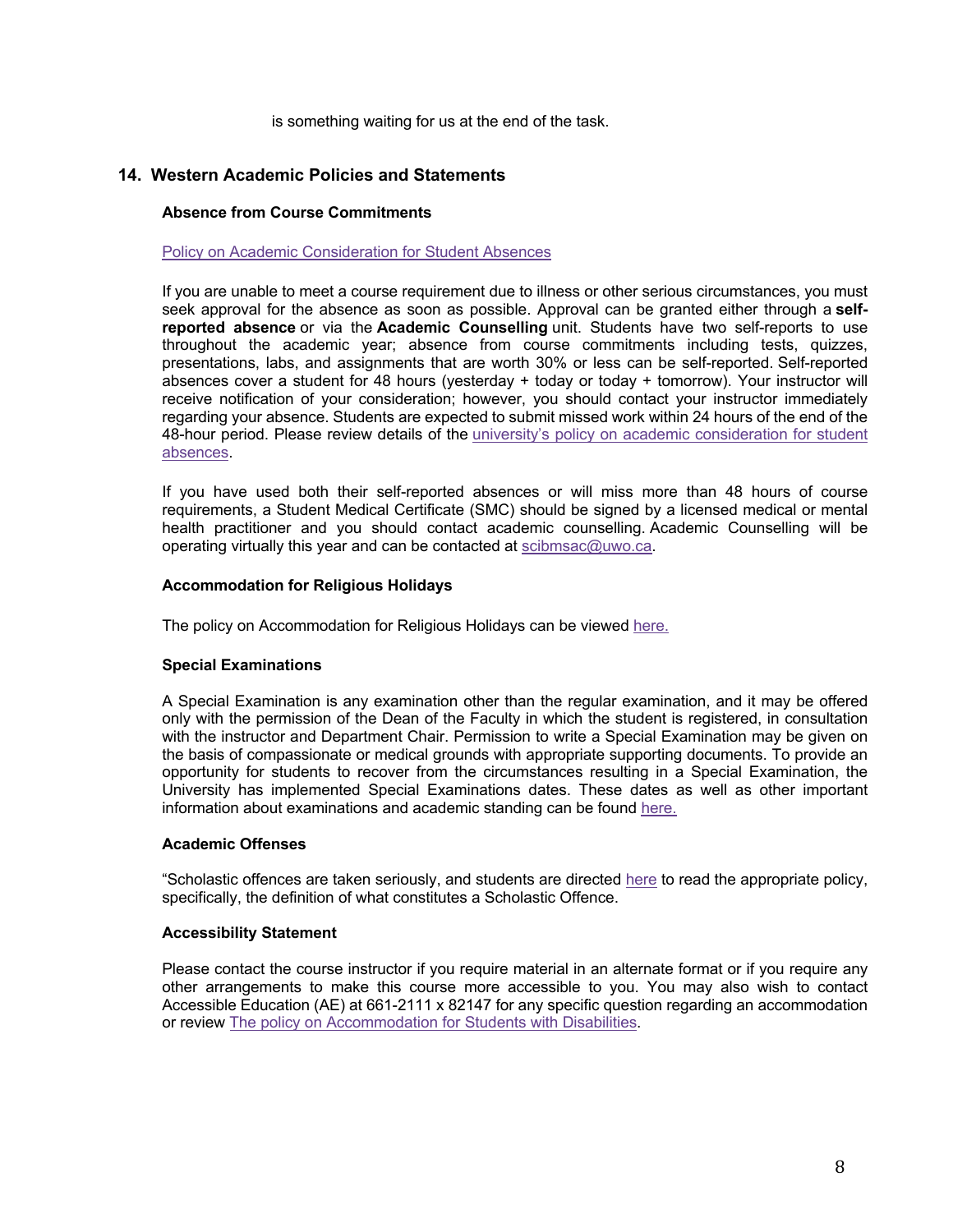is something waiting for us at the end of the task.

## 14. Western Academic Policies and Statements

### Absence from Course Commitments

Policy on Academic Consideration for Student Absences

If you are unable to meet a course requirement due to illness or other serious circumstances, you must seek approval for the absence as soon as possible. Approval can be granted either through a **self-reported absence** or via the **Academic Counselling** unit. Students have two self-reports to use throughout the academic year; absence from course commitments including tests, quizzes, presentations, labs, and assignments that are worth 30% or less can be self-reported. Self-reported absences cover a student for 48 hours (yesterday + today or today + tomorrow). Your instructor will receive notification of your consideration; however, you should contact your instructor immediately regarding your absence. Students are expected to submit missed work within 24 hours of the end of the 48-hour period. Please review details of the university's policy on academic consideration for student absences.

If you have used both their self-reported absences or will miss more than 48 hours of course requirements, a Student Medical Certificate (SMC) should be signed by a licensed medical or mental health practitioner and you should contact academic counselling. Academic Counselling will be operating virtually this year and can be contacted at scibmsac@uwo.ca.

### Accommodation for Religious Holidays

The policy on Accommodation for Religious Holidays can be viewed here.

### Special Examinations

A Special Examination is any examination other than the regular examination, and it may be offered only with the permission of the Dean of the Faculty in which the student is registered, in consultation with the instructor and Department Chair. Permission to write a Special Examination may be given on the basis of compassionate or medical grounds with appropriate supporting documents. To provide an opportunity for students to recover from the circumstances resulting in a Special Examination, the University has implemented Special Examinations dates. These dates as well as other important information about examinations and academic standing can be found here.

### Academic Offenses

"Scholastic offences are taken seriously, and students are directed here to read the appropriate policy, specifically, the definition of what constitutes a Scholastic Offence.

### Accessibility Statement

Please contact the course instructor if you require material in an alternate format or if you require any other arrangements to make this course more accessible to you. You may also wish to contact Accessible Education (AE) at 661-2111 x 82147 for any specific question regarding an accommodation or review The policy on Accommodation for Students with Disabilities.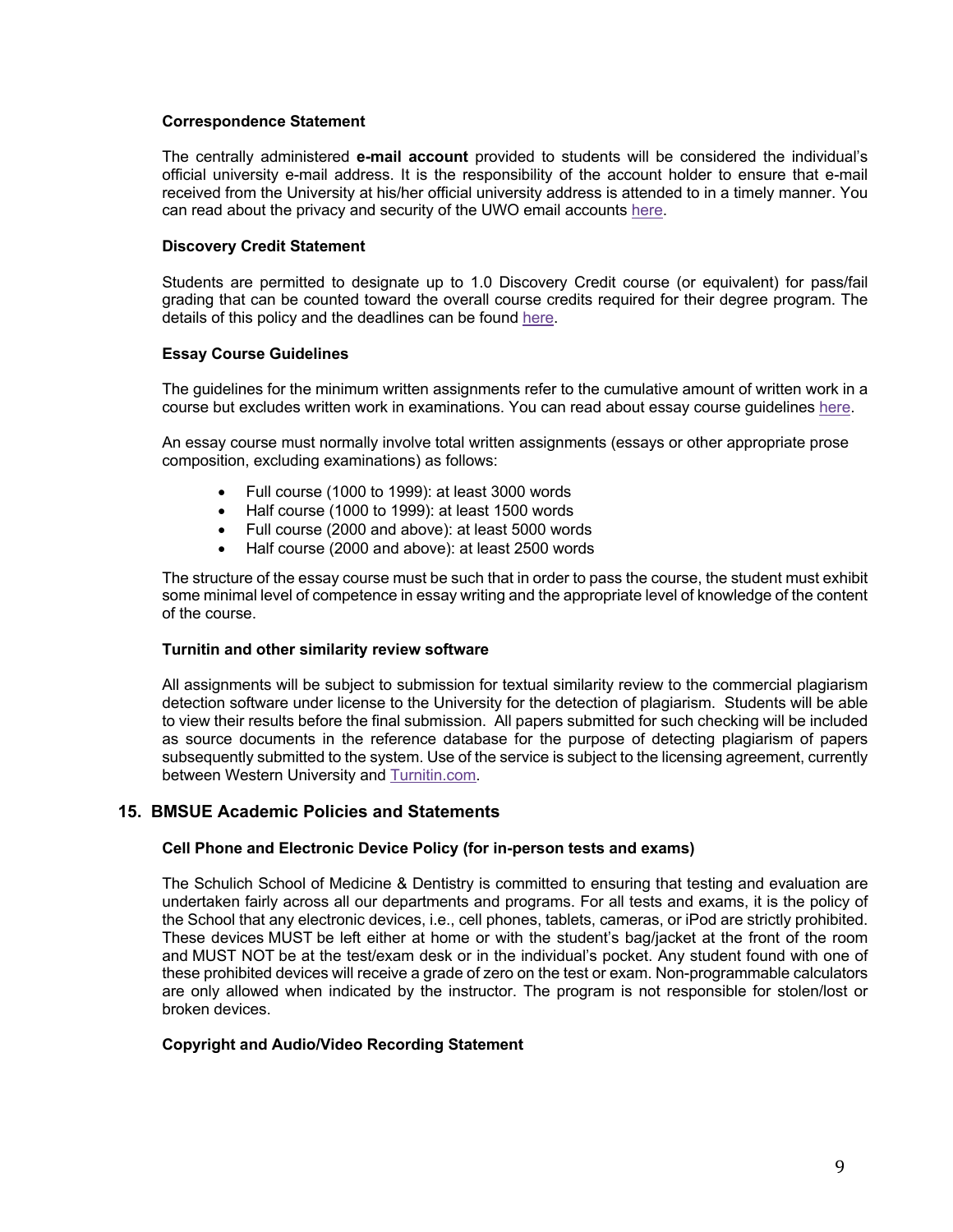### Correspondence Statement

The centrally administered **e-mail account** provided to students will be considered the individual's official university e-mail address. It is the responsibility of the account holder to ensure that e-mail received from the University at his/her official university address is attended to in a timely manner. You can read about the privacy and security of the UWO email accounts here.

### Discovery Credit Statement

Students are permitted to designate up to 1.0 Discovery Credit course (or equivalent) for pass/fail grading that can be counted toward the overall course credits required for their degree program. The details of this policy and the deadlines can be found here.

### Essay Course Guidelines

The guidelines for the minimum written assignments refer to the cumulative amount of written work in a course but excludes written work in examinations. You can read about essay course guidelines here.

An essay course must normally involve total written assignments (essays or other appropriate prose composition, excluding examinations) as follows:

- Full course (1000 to 1999): at least 3000 words
- Half course (1000 to 1999): at least 1500 words
- Full course (2000 and above): at least 5000 words
- Half course (2000 and above): at least 2500 words

The structure of the essay course must be such that in order to pass the course, the student must exhibit some minimal level of competence in essay writing and the appropriate level of knowledge of the content of the course.

### Turnitin and other similarity review software

All assignments will be subject to submission for textual similarity review to the commercial plagiarism detection software under license to the University for the detection of plagiarism. Students will be able to view their results before the final submission. All papers submitted for such checking will be included as source documents in the reference database for the purpose of detecting plagiarism of papers subsequently submitted to the system. Use of the service is subject to the licensing agreement, currently between Western University and Turnitin.com.

## 15. BMSUE Academic Policies and Statements

### Cell Phone and Electronic Device Policy (for in-person tests and exams)

The Schulich School of Medicine & Dentistry is committed to ensuring that testing and evaluation are undertaken fairly across all our departments and programs. For all tests and exams, it is the policy of the School that any electronic devices, i.e., cell phones, tablets, cameras, or iPod are strictly prohibited. These devices MUST be left either at home or with the student's bag/jacket at the front of the room and MUST NOT be at the test/exam desk or in the individual's pocket. Any student found with one of these prohibited devices will receive a grade of zero on the test or exam. Non-programmable calculators are only allowed when indicated by the instructor. The program is not responsible for stolen/lost or broken devices.

### Copyright and Audio/Video Recording Statement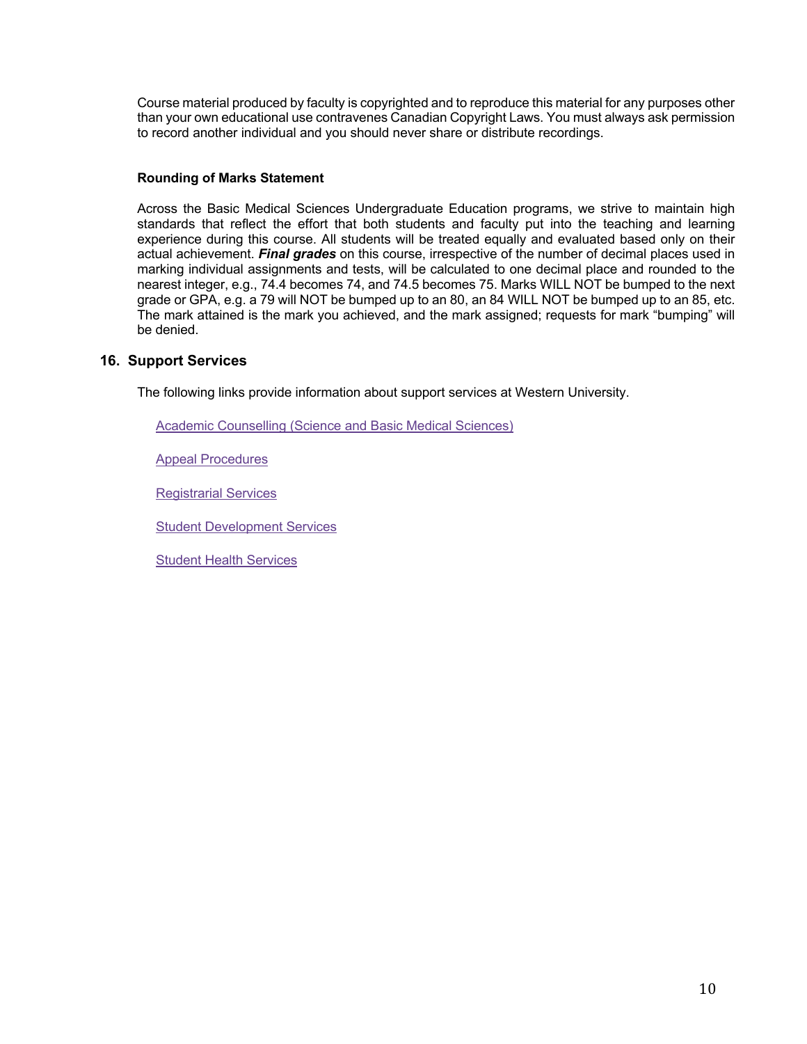Course material produced by faculty is copyrighted and to reproduce this material for any purposes other than your own educational use contravenes Canadian Copyright Laws. You must always ask permission to record another individual and you should never share or distribute recordings.

**Rounding of Marks Statement**

Across the Basic Medical Sciences Undergraduate Education programs, we strive to maintain high standards that reflect the effort that both students and faculty put into the teaching and learning experience during this course. All students will be treated equally and evaluated based only on their actual achievement. ***Final grades*** on this course, irrespective of the number of decimal places used in marking individual assignments and tests, will be calculated to one decimal place and rounded to the nearest integer, e.g., 74.4 becomes 74, and 74.5 becomes 75. Marks WILL NOT be bumped to the next grade or GPA, e.g. a 79 will NOT be bumped up to an 80, an 84 WILL NOT be bumped up to an 85, etc. The mark attained is the mark you achieved, and the mark assigned; requests for mark "bumping" will be denied.

## 16. Support Services

The following links provide information about support services at Western University.

Academic Counselling (Science and Basic Medical Sciences)

Appeal Procedures

Registrarial Services

Student Development Services

Student Health Services